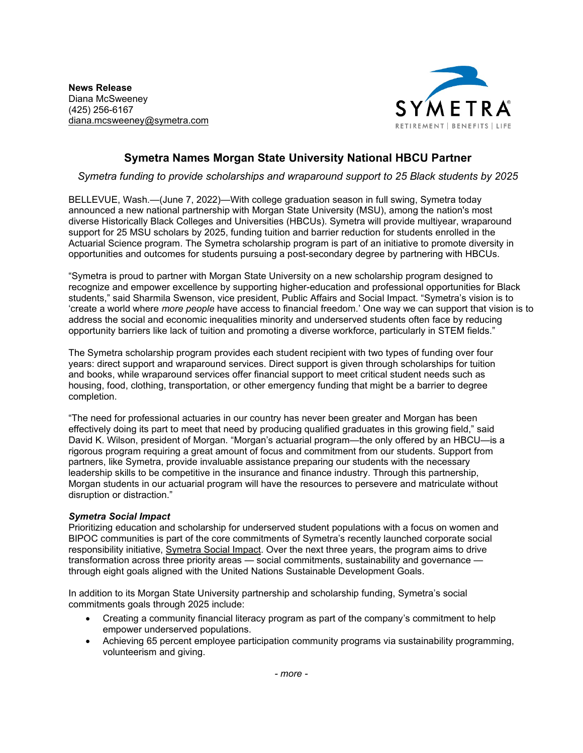**News Release**
Diana McSweeney
(425) 256-6167
diana.mcsweeney@symetra.com

SYMETRA
RETIREMENT | BENEFITS | LIFE

# Symetra Names Morgan State University National HBCU Partner

*Symetra funding to provide scholarships and wraparound support to 25 Black students by 2025*

BELLEVUE, Wash.—(June 7, 2022)—With college graduation season in full swing, Symetra today announced a new national partnership with Morgan State University (MSU), among the nation's most diverse Historically Black Colleges and Universities (HBCUs). Symetra will provide multiyear, wraparound support for 25 MSU scholars by 2025, funding tuition and barrier reduction for students enrolled in the Actuarial Science program. The Symetra scholarship program is part of an initiative to promote diversity in opportunities and outcomes for students pursuing a post-secondary degree by partnering with HBCUs.

"Symetra is proud to partner with Morgan State University on a new scholarship program designed to recognize and empower excellence by supporting higher-education and professional opportunities for Black students," said Sharmila Swenson, vice president, Public Affairs and Social Impact. "Symetra's vision is to 'create a world where *more people* have access to financial freedom.' One way we can support that vision is to address the social and economic inequalities minority and underserved students often face by reducing opportunity barriers like lack of tuition and promoting a diverse workforce, particularly in STEM fields."

The Symetra scholarship program provides each student recipient with two types of funding over four years: direct support and wraparound services. Direct support is given through scholarships for tuition and books, while wraparound services offer financial support to meet critical student needs such as housing, food, clothing, transportation, or other emergency funding that might be a barrier to degree completion.

"The need for professional actuaries in our country has never been greater and Morgan has been effectively doing its part to meet that need by producing qualified graduates in this growing field," said David K. Wilson, president of Morgan. "Morgan's actuarial program—the only offered by an HBCU—is a rigorous program requiring a great amount of focus and commitment from our students. Support from partners, like Symetra, provide invaluable assistance preparing our students with the necessary leadership skills to be competitive in the insurance and finance industry. Through this partnership, Morgan students in our actuarial program will have the resources to persevere and matriculate without disruption or distraction."

***Symetra Social Impact***

Prioritizing education and scholarship for underserved student populations with a focus on women and BIPOC communities is part of the core commitments of Symetra's recently launched corporate social responsibility initiative, Symetra Social Impact. Over the next three years, the program aims to drive transformation across three priority areas — social commitments, sustainability and governance — through eight goals aligned with the United Nations Sustainable Development Goals.

In addition to its Morgan State University partnership and scholarship funding, Symetra's social commitments goals through 2025 include:

- Creating a community financial literacy program as part of the company's commitment to help empower underserved populations.
- Achieving 65 percent employee participation community programs via sustainability programming, volunteerism and giving.

*- more -*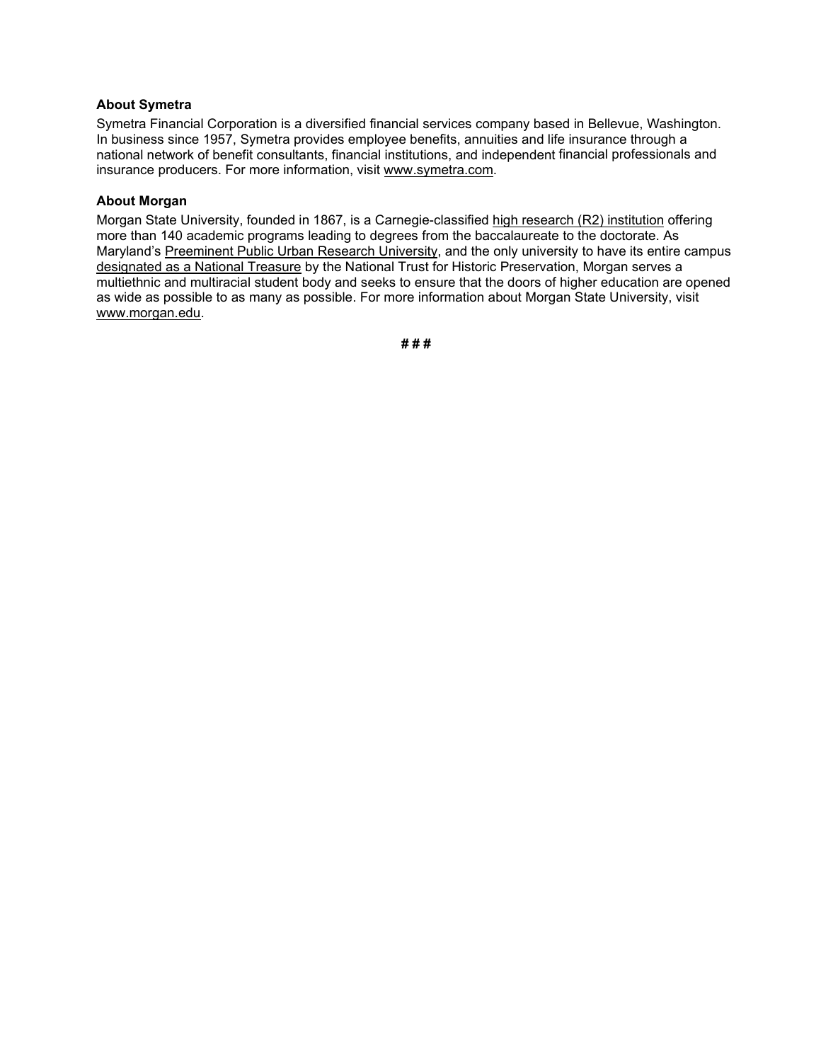**About Symetra**

Symetra Financial Corporation is a diversified financial services company based in Bellevue, Washington. In business since 1957, Symetra provides employee benefits, annuities and life insurance through a national network of benefit consultants, financial institutions, and independent financial professionals and insurance producers. For more information, visit www.symetra.com.

**About Morgan**

Morgan State University, founded in 1867, is a Carnegie-classified high research (R2) institution offering more than 140 academic programs leading to degrees from the baccalaureate to the doctorate. As Maryland's Preeminent Public Urban Research University, and the only university to have its entire campus designated as a National Treasure by the National Trust for Historic Preservation, Morgan serves a multiethnic and multiracial student body and seeks to ensure that the doors of higher education are opened as wide as possible to as many as possible. For more information about Morgan State University, visit www.morgan.edu.

# # #